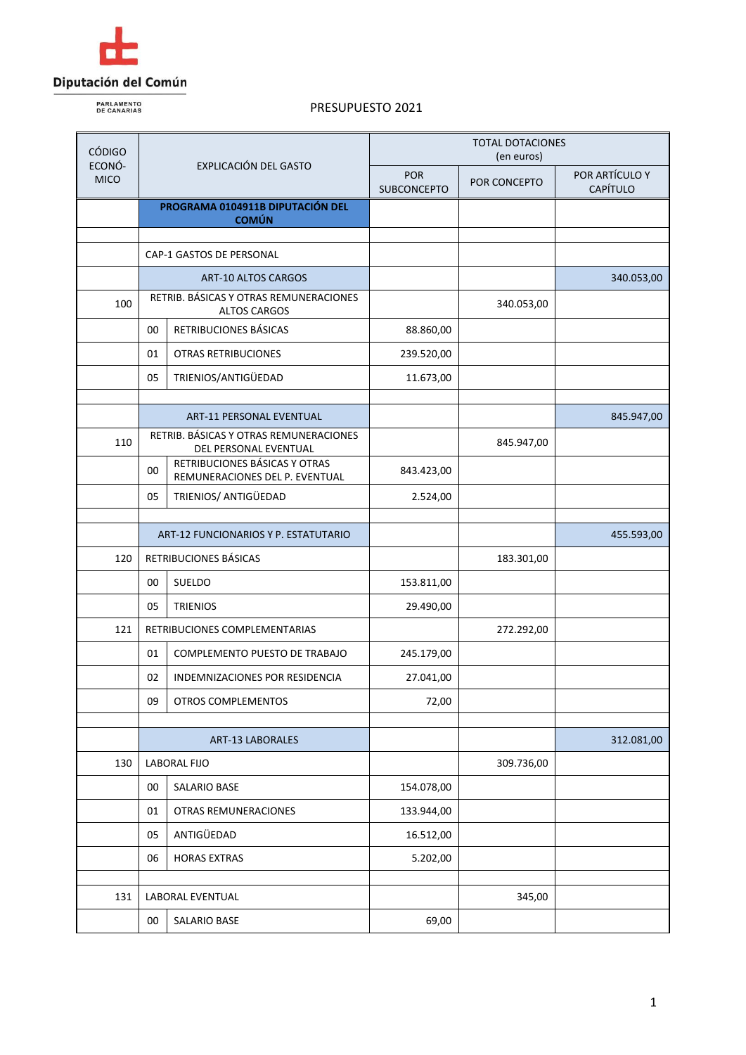Diputación del Común

PARLAMENTO DE CANARIAS

PRESUPUESTO 2021

| CÓDIGO ECONÓ-MICO | EXPLICACIÓN DEL GASTO | | TOTAL DOTACIONES (en euros) | | |
|---|---|---|---|---|---|
| | | | POR SUBCONCEPTO | POR CONCEPTO | POR ARTÍCULO Y CAPÍTULO |
| | **PROGRAMA 0104911B DIPUTACIÓN DEL COMÚN** | | | | |
| | | | | | |
| | CAP-1 GASTOS DE PERSONAL | | | | |
| | ART-10 ALTOS CARGOS | | | | 340.053,00 |
| 100 | RETRIB. BÁSICAS Y OTRAS REMUNERACIONES ALTOS CARGOS | | | 340.053,00 | |
| | 00 | RETRIBUCIONES BÁSICAS | 88.860,00 | | |
| | 01 | OTRAS RETRIBUCIONES | 239.520,00 | | |
| | 05 | TRIENIOS/ANTIGÜEDAD | 11.673,00 | | |
| | | | | | |
| | ART-11 PERSONAL EVENTUAL | | | | 845.947,00 |
| 110 | RETRIB. BÁSICAS Y OTRAS REMUNERACIONES DEL PERSONAL EVENTUAL | | | 845.947,00 | |
| | 00 | RETRIBUCIONES BÁSICAS Y OTRAS REMUNERACIONES DEL P. EVENTUAL | 843.423,00 | | |
| | 05 | TRIENIOS/ ANTIGÜEDAD | 2.524,00 | | |
| | | | | | |
| | ART-12 FUNCIONARIOS Y P. ESTATUTARIO | | | | 455.593,00 |
| 120 | RETRIBUCIONES BÁSICAS | | | 183.301,00 | |
| | 00 | SUELDO | 153.811,00 | | |
| | 05 | TRIENIOS | 29.490,00 | | |
| 121 | RETRIBUCIONES COMPLEMENTARIAS | | | 272.292,00 | |
| | 01 | COMPLEMENTO PUESTO DE TRABAJO | 245.179,00 | | |
| | 02 | INDEMNIZACIONES POR RESIDENCIA | 27.041,00 | | |
| | 09 | OTROS COMPLEMENTOS | 72,00 | | |
| | | | | | |
| | ART-13 LABORALES | | | | 312.081,00 |
| 130 | LABORAL FIJO | | | 309.736,00 | |
| | 00 | SALARIO BASE | 154.078,00 | | |
| | 01 | OTRAS REMUNERACIONES | 133.944,00 | | |
| | 05 | ANTIGÜEDAD | 16.512,00 | | |
| | 06 | HORAS EXTRAS | 5.202,00 | | |
| | | | | | |
| 131 | LABORAL EVENTUAL | | | 345,00 | |
| | 00 | SALARIO BASE | 69,00 | | |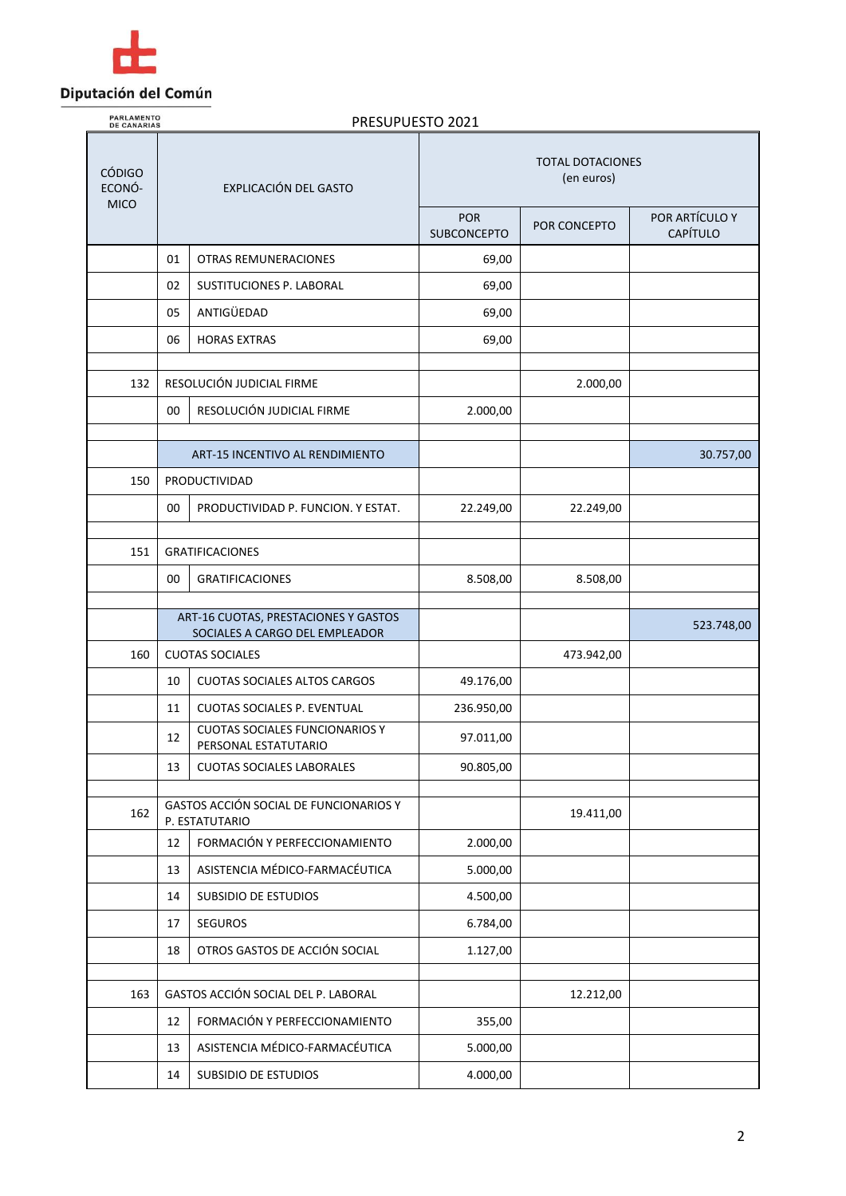Diputación del Común

PARLAMENTO DE CANARIAS

PRESUPUESTO 2021

| CÓDIGO ECONÓ-MICO | EXPLICACIÓN DEL GASTO | | TOTAL DOTACIONES (en euros) | | |
|---|---|---|---|---|---|
| | | | POR SUBCONCEPTO | POR CONCEPTO | POR ARTÍCULO Y CAPÍTULO |
| | 01 | OTRAS REMUNERACIONES | 69,00 | | |
| | 02 | SUSTITUCIONES P. LABORAL | 69,00 | | |
| | 05 | ANTIGÜEDAD | 69,00 | | |
| | 06 | HORAS EXTRAS | 69,00 | | |
| | | | | | |
| 132 | RESOLUCIÓN JUDICIAL FIRME | | | 2.000,00 | |
| | 00 | RESOLUCIÓN JUDICIAL FIRME | 2.000,00 | | |
| | | | | | |
| | ART-15 INCENTIVO AL RENDIMIENTO | | | | 30.757,00 |
| 150 | PRODUCTIVIDAD | | | | |
| | 00 | PRODUCTIVIDAD P. FUNCION. Y ESTAT. | 22.249,00 | 22.249,00 | |
| | | | | | |
| 151 | GRATIFICACIONES | | | | |
| | 00 | GRATIFICACIONES | 8.508,00 | 8.508,00 | |
| | | | | | |
| | ART-16 CUOTAS, PRESTACIONES Y GASTOS SOCIALES A CARGO DEL EMPLEADOR | | | | 523.748,00 |
| 160 | CUOTAS SOCIALES | | | 473.942,00 | |
| | 10 | CUOTAS SOCIALES ALTOS CARGOS | 49.176,00 | | |
| | 11 | CUOTAS SOCIALES P. EVENTUAL | 236.950,00 | | |
| | 12 | CUOTAS SOCIALES FUNCIONARIOS Y PERSONAL ESTATUTARIO | 97.011,00 | | |
| | 13 | CUOTAS SOCIALES LABORALES | 90.805,00 | | |
| | | | | | |
| 162 | GASTOS ACCIÓN SOCIAL DE FUNCIONARIOS Y P. ESTATUTARIO | | | 19.411,00 | |
| | 12 | FORMACIÓN Y PERFECCIONAMIENTO | 2.000,00 | | |
| | 13 | ASISTENCIA MÉDICO-FARMACÉUTICA | 5.000,00 | | |
| | 14 | SUBSIDIO DE ESTUDIOS | 4.500,00 | | |
| | 17 | SEGUROS | 6.784,00 | | |
| | 18 | OTROS GASTOS DE ACCIÓN SOCIAL | 1.127,00 | | |
| | | | | | |
| 163 | GASTOS ACCIÓN SOCIAL DEL P. LABORAL | | | 12.212,00 | |
| | 12 | FORMACIÓN Y PERFECCIONAMIENTO | 355,00 | | |
| | 13 | ASISTENCIA MÉDICO-FARMACÉUTICA | 5.000,00 | | |
| | 14 | SUBSIDIO DE ESTUDIOS | 4.000,00 | | |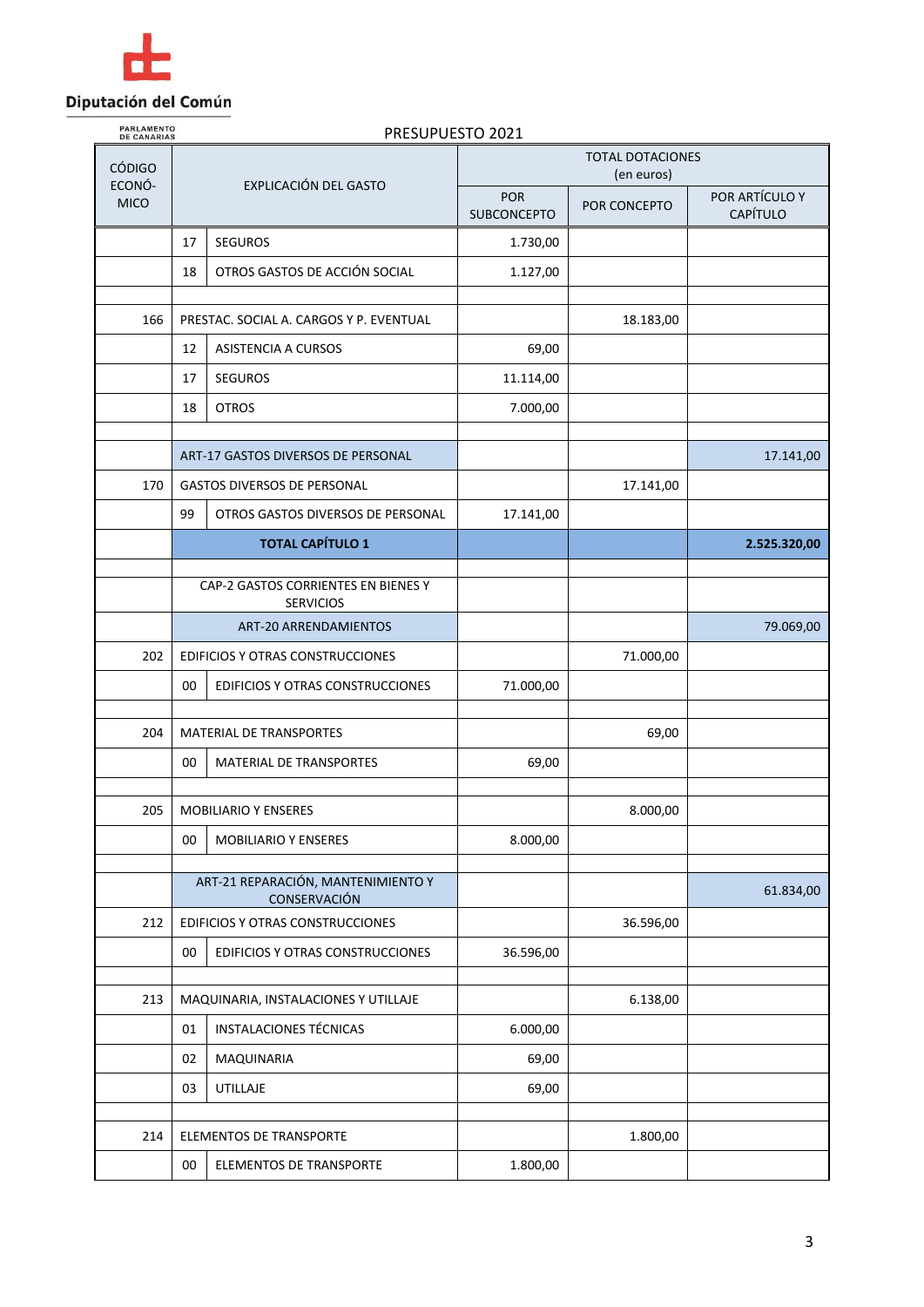Diputación del Común

PARLAMENTO DE CANARIAS

PRESUPUESTO 2021

| CÓDIGO ECONÓMICO | | EXPLICACIÓN DEL GASTO | TOTAL DOTACIONES (en euros) | | |
|---|---|---|---|---|---|
| | | | POR SUBCONCEPTO | POR CONCEPTO | POR ARTÍCULO Y CAPÍTULO |
| | 17 | SEGUROS | 1.730,00 | | |
| | 18 | OTROS GASTOS DE ACCIÓN SOCIAL | 1.127,00 | | |
| | | | | | |
| 166 | | PRESTAC. SOCIAL A. CARGOS Y P. EVENTUAL | | 18.183,00 | |
| | 12 | ASISTENCIA A CURSOS | 69,00 | | |
| | 17 | SEGUROS | 11.114,00 | | |
| | 18 | OTROS | 7.000,00 | | |
| | | | | | |
| | | ART-17 GASTOS DIVERSOS DE PERSONAL | | | 17.141,00 |
| 170 | | GASTOS DIVERSOS DE PERSONAL | | 17.141,00 | |
| | 99 | OTROS GASTOS DIVERSOS DE PERSONAL | 17.141,00 | | |
| | | **TOTAL CAPÍTULO 1** | | | **2.525.320,00** |
| | | | | | |
| | | CAP-2 GASTOS CORRIENTES EN BIENES Y SERVICIOS | | | |
| | | ART-20 ARRENDAMIENTOS | | | 79.069,00 |
| 202 | | EDIFICIOS Y OTRAS CONSTRUCCIONES | | 71.000,00 | |
| | 00 | EDIFICIOS Y OTRAS CONSTRUCCIONES | 71.000,00 | | |
| | | | | | |
| 204 | | MATERIAL DE TRANSPORTES | | 69,00 | |
| | 00 | MATERIAL DE TRANSPORTES | 69,00 | | |
| | | | | | |
| 205 | | MOBILIARIO Y ENSERES | | 8.000,00 | |
| | 00 | MOBILIARIO Y ENSERES | 8.000,00 | | |
| | | | | | |
| | | ART-21 REPARACIÓN, MANTENIMIENTO Y CONSERVACIÓN | | | 61.834,00 |
| 212 | | EDIFICIOS Y OTRAS CONSTRUCCIONES | | 36.596,00 | |
| | 00 | EDIFICIOS Y OTRAS CONSTRUCCIONES | 36.596,00 | | |
| | | | | | |
| 213 | | MAQUINARIA, INSTALACIONES Y UTILLAJE | | 6.138,00 | |
| | 01 | INSTALACIONES TÉCNICAS | 6.000,00 | | |
| | 02 | MAQUINARIA | 69,00 | | |
| | 03 | UTILLAJE | 69,00 | | |
| | | | | | |
| 214 | | ELEMENTOS DE TRANSPORTE | | 1.800,00 | |
| | 00 | ELEMENTOS DE TRANSPORTE | 1.800,00 | | |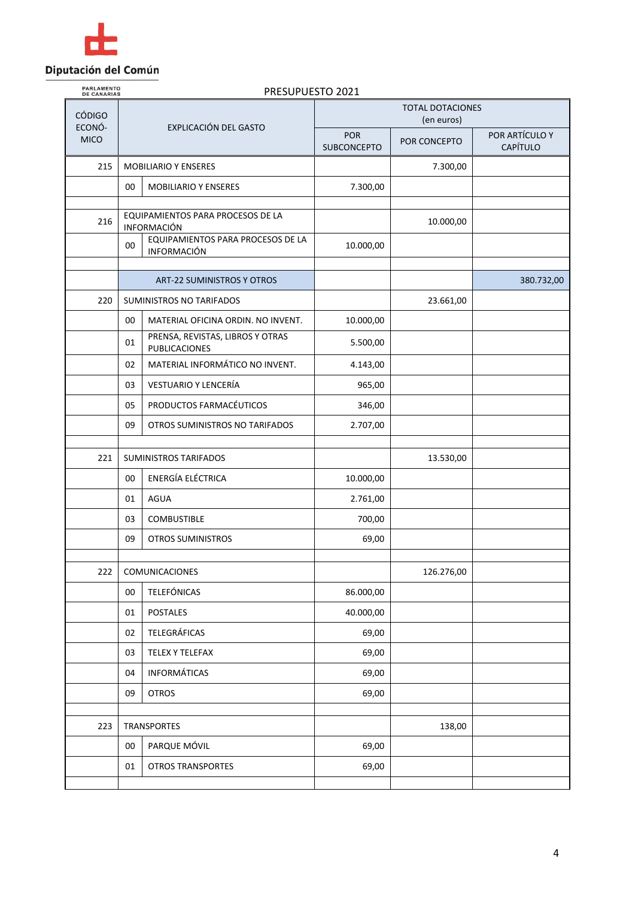Diputación del Común

PARLAMENTO DE CANARIAS

PRESUPUESTO 2021

| CÓDIGO ECONÓMICO | | EXPLICACIÓN DEL GASTO | TOTAL DOTACIONES (en euros) | | |
|---|---|---|---|---|---|
| | | | POR SUBCONCEPTO | POR CONCEPTO | POR ARTÍCULO Y CAPÍTULO |
| 215 | MOBILIARIO Y ENSERES | | | 7.300,00 | |
| | 00 | MOBILIARIO Y ENSERES | 7.300,00 | | |
| | | | | | |
| 216 | EQUIPAMIENTOS PARA PROCESOS DE LA INFORMACIÓN | | | 10.000,00 | |
| | 00 | EQUIPAMIENTOS PARA PROCESOS DE LA INFORMACIÓN | 10.000,00 | | |
| | | | | | |
| | ART-22 SUMINISTROS Y OTROS | | | | 380.732,00 |
| 220 | SUMINISTROS NO TARIFADOS | | | 23.661,00 | |
| | 00 | MATERIAL OFICINA ORDIN. NO INVENT. | 10.000,00 | | |
| | 01 | PRENSA, REVISTAS, LIBROS Y OTRAS PUBLICACIONES | 5.500,00 | | |
| | 02 | MATERIAL INFORMÁTICO NO INVENT. | 4.143,00 | | |
| | 03 | VESTUARIO Y LENCERÍA | 965,00 | | |
| | 05 | PRODUCTOS FARMACÉUTICOS | 346,00 | | |
| | 09 | OTROS SUMINISTROS NO TARIFADOS | 2.707,00 | | |
| | | | | | |
| 221 | SUMINISTROS TARIFADOS | | | 13.530,00 | |
| | 00 | ENERGÍA ELÉCTRICA | 10.000,00 | | |
| | 01 | AGUA | 2.761,00 | | |
| | 03 | COMBUSTIBLE | 700,00 | | |
| | 09 | OTROS SUMINISTROS | 69,00 | | |
| | | | | | |
| 222 | COMUNICACIONES | | | 126.276,00 | |
| | 00 | TELEFÓNICAS | 86.000,00 | | |
| | 01 | POSTALES | 40.000,00 | | |
| | 02 | TELEGRÁFICAS | 69,00 | | |
| | 03 | TELEX Y TELEFAX | 69,00 | | |
| | 04 | INFORMÁTICAS | 69,00 | | |
| | 09 | OTROS | 69,00 | | |
| | | | | | |
| 223 | TRANSPORTES | | | 138,00 | |
| | 00 | PARQUE MÓVIL | 69,00 | | |
| | 01 | OTROS TRANSPORTES | 69,00 | | |
| | | | | | |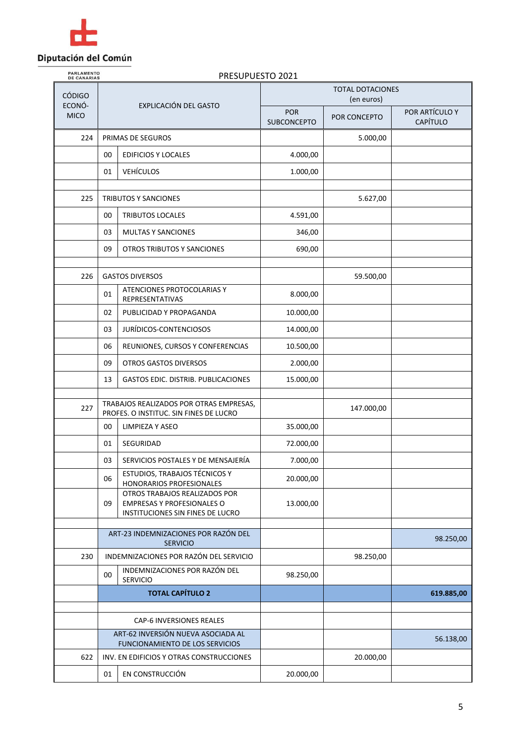Diputación del Común

PARLAMENTO DE CANARIAS

PRESUPUESTO 2021

| CÓDIGO ECONÓ-MICO | EXPLICACIÓN DEL GASTO | | TOTAL DOTACIONES (en euros) | | |
|---|---|---|---|---|---|
| | | | POR SUBCONCEPTO | POR CONCEPTO | POR ARTÍCULO Y CAPÍTULO |
| 224 | PRIMAS DE SEGUROS | | | 5.000,00 | |
| | 00 | EDIFICIOS Y LOCALES | 4.000,00 | | |
| | 01 | VEHÍCULOS | 1.000,00 | | |
| | | | | | |
| 225 | TRIBUTOS Y SANCIONES | | | 5.627,00 | |
| | 00 | TRIBUTOS LOCALES | 4.591,00 | | |
| | 03 | MULTAS Y SANCIONES | 346,00 | | |
| | 09 | OTROS TRIBUTOS Y SANCIONES | 690,00 | | |
| | | | | | |
| 226 | GASTOS DIVERSOS | | | 59.500,00 | |
| | 01 | ATENCIONES PROTOCOLARIAS Y REPRESENTATIVAS | 8.000,00 | | |
| | 02 | PUBLICIDAD Y PROPAGANDA | 10.000,00 | | |
| | 03 | JURÍDICOS-CONTENCIOSOS | 14.000,00 | | |
| | 06 | REUNIONES, CURSOS Y CONFERENCIAS | 10.500,00 | | |
| | 09 | OTROS GASTOS DIVERSOS | 2.000,00 | | |
| | 13 | GASTOS EDIC. DISTRIB. PUBLICACIONES | 15.000,00 | | |
| | | | | | |
| 227 | TRABAJOS REALIZADOS POR OTRAS EMPRESAS, PROFES. O INSTITUC. SIN FINES DE LUCRO | | | 147.000,00 | |
| | 00 | LIMPIEZA Y ASEO | 35.000,00 | | |
| | 01 | SEGURIDAD | 72.000,00 | | |
| | 03 | SERVICIOS POSTALES Y DE MENSAJERÍA | 7.000,00 | | |
| | 06 | ESTUDIOS, TRABAJOS TÉCNICOS Y HONORARIOS PROFESIONALES | 20.000,00 | | |
| | 09 | OTROS TRABAJOS REALIZADOS POR EMPRESAS Y PROFESIONALES O INSTITUCIONES SIN FINES DE LUCRO | 13.000,00 | | |
| | | | | | |
| | ART-23 INDEMNIZACIONES POR RAZÓN DEL SERVICIO | | | | 98.250,00 |
| 230 | INDEMNIZACIONES POR RAZÓN DEL SERVICIO | | | 98.250,00 | |
| | 00 | INDEMNIZACIONES POR RAZÓN DEL SERVICIO | 98.250,00 | | |
| | **TOTAL CAPÍTULO 2** | | | | **619.885,00** |
| | | | | | |
| | CAP-6 INVERSIONES REALES | | | | |
| | ART-62 INVERSIÓN NUEVA ASOCIADA AL FUNCIONAMIENTO DE LOS SERVICIOS | | | | 56.138,00 |
| 622 | INV. EN EDIFICIOS Y OTRAS CONSTRUCCIONES | | | 20.000,00 | |
| | 01 | EN CONSTRUCCIÓN | 20.000,00 | | |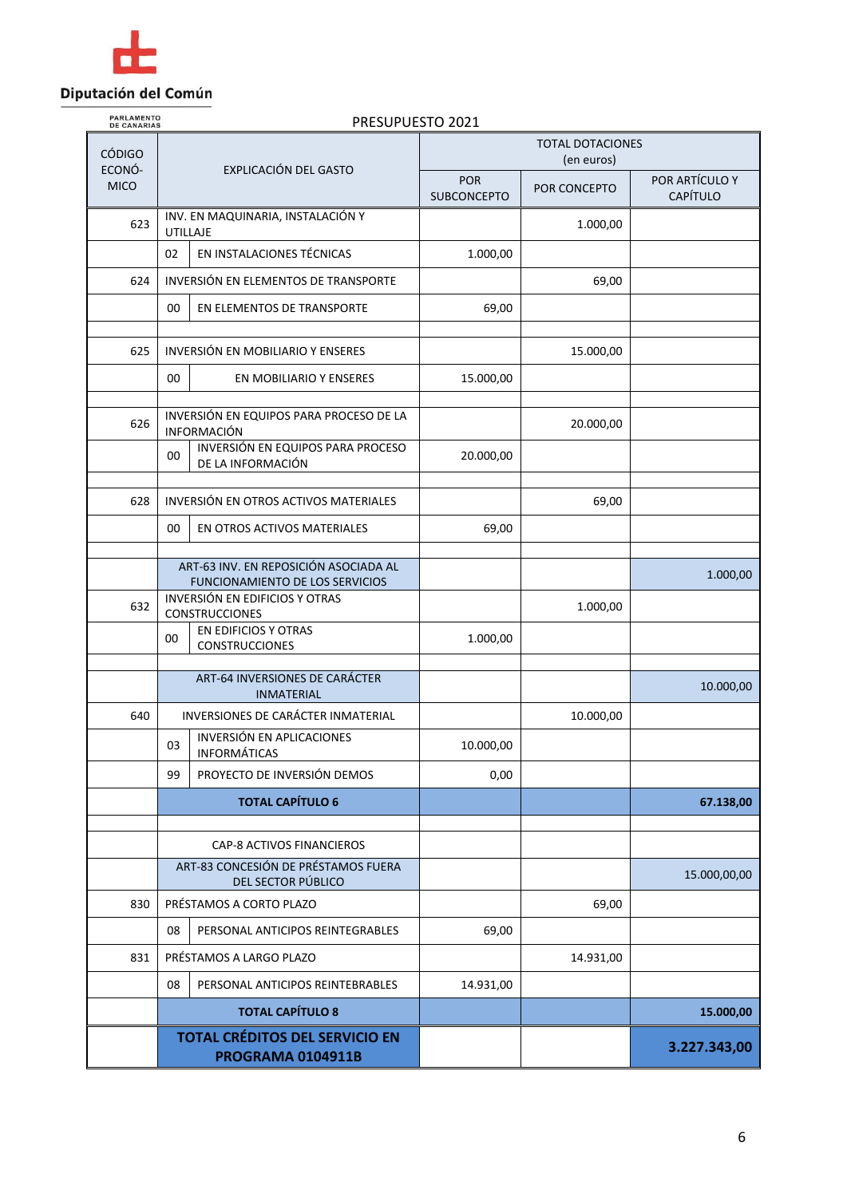Diputación del Común

PARLAMENTO DE CANARIAS

PRESUPUESTO 2021

| CÓDIGO ECONÓMICO | | EXPLICACIÓN DEL GASTO | TOTAL DOTACIONES (en euros) | | |
|---|---|---|---|---|---|
| | | | POR SUBCONCEPTO | POR CONCEPTO | POR ARTÍCULO Y CAPÍTULO |
| 623 | INV. EN MAQUINARIA, INSTALACIÓN Y UTILLAJE | | | 1.000,00 | |
| | 02 | EN INSTALACIONES TÉCNICAS | 1.000,00 | | |
| 624 | INVERSIÓN EN ELEMENTOS DE TRANSPORTE | | | 69,00 | |
| | 00 | EN ELEMENTOS DE TRANSPORTE | 69,00 | | |
| | | | | | |
| 625 | INVERSIÓN EN MOBILIARIO Y ENSERES | | | 15.000,00 | |
| | 00 | EN MOBILIARIO Y ENSERES | 15.000,00 | | |
| | | | | | |
| 626 | INVERSIÓN EN EQUIPOS PARA PROCESO DE LA INFORMACIÓN | | | 20.000,00 | |
| | 00 | INVERSIÓN EN EQUIPOS PARA PROCESO DE LA INFORMACIÓN | 20.000,00 | | |
| | | | | | |
| 628 | INVERSIÓN EN OTROS ACTIVOS MATERIALES | | | 69,00 | |
| | 00 | EN OTROS ACTIVOS MATERIALES | 69,00 | | |
| | | | | | |
| | ART-63 INV. EN REPOSICIÓN ASOCIADA AL FUNCIONAMIENTO DE LOS SERVICIOS | | | | 1.000,00 |
| 632 | INVERSIÓN EN EDIFICIOS Y OTRAS CONSTRUCCIONES | | | 1.000,00 | |
| | 00 | EN EDIFICIOS Y OTRAS CONSTRUCCIONES | 1.000,00 | | |
| | | | | | |
| | ART-64 INVERSIONES DE CARÁCTER INMATERIAL | | | | 10.000,00 |
| 640 | INVERSIONES DE CARÁCTER INMATERIAL | | | 10.000,00 | |
| | 03 | INVERSIÓN EN APLICACIONES INFORMÁTICAS | 10.000,00 | | |
| | 99 | PROYECTO DE INVERSIÓN DEMOS | 0,00 | | |
| | **TOTAL CAPÍTULO 6** | | | | **67.138,00** |
| | | | | | |
| | CAP-8 ACTIVOS FINANCIEROS | | | | |
| | ART-83 CONCESIÓN DE PRÉSTAMOS FUERA DEL SECTOR PÚBLICO | | | | 15.000,00,00 |
| 830 | PRÉSTAMOS A CORTO PLAZO | | | 69,00 | |
| | 08 | PERSONAL ANTICIPOS REINTEGRABLES | 69,00 | | |
| 831 | PRÉSTAMOS A LARGO PLAZO | | | 14.931,00 | |
| | 08 | PERSONAL ANTICIPOS REINTEBRABLES | 14.931,00 | | |
| | **TOTAL CAPÍTULO 8** | | | | **15.000,00** |
| | **TOTAL CRÉDITOS DEL SERVICIO EN PROGRAMA 0104911B** | | | | **3.227.343,00** |